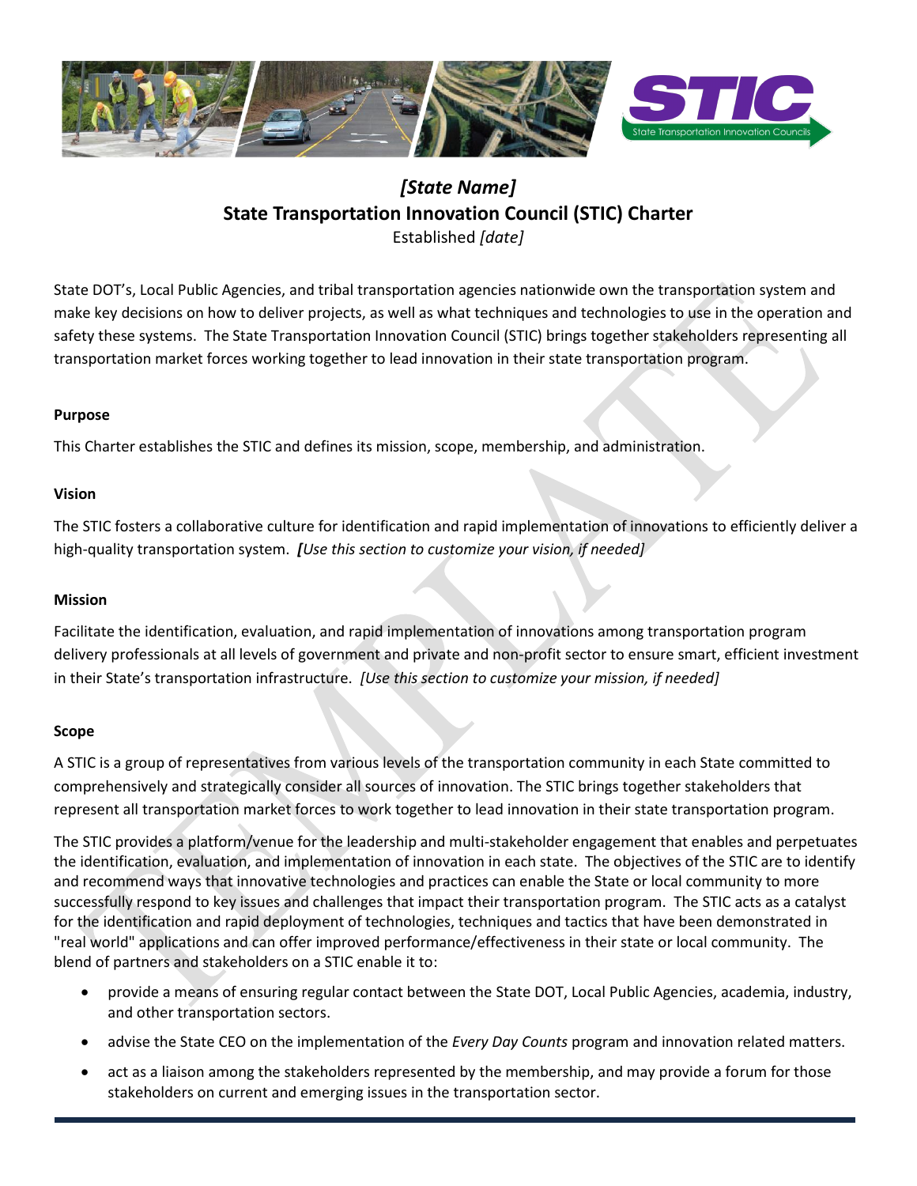# *[State Name]*
# State Transportation Innovation Council (STIC) Charter

Established *[date]*

State DOT's, Local Public Agencies, and tribal transportation agencies nationwide own the transportation system and make key decisions on how to deliver projects, as well as what techniques and technologies to use in the operation and safety these systems. The State Transportation Innovation Council (STIC) brings together stakeholders representing all transportation market forces working together to lead innovation in their state transportation program.

**Purpose**

This Charter establishes the STIC and defines its mission, scope, membership, and administration.

**Vision**

The STIC fosters a collaborative culture for identification and rapid implementation of innovations to efficiently deliver a high-quality transportation system. ***[****Use this section to customize your vision, if needed]*

**Mission**

Facilitate the identification, evaluation, and rapid implementation of innovations among transportation program delivery professionals at all levels of government and private and non-profit sector to ensure smart, efficient investment in their State's transportation infrastructure. *[Use this section to customize your mission, if needed]*

**Scope**

A STIC is a group of representatives from various levels of the transportation community in each State committed to comprehensively and strategically consider all sources of innovation. The STIC brings together stakeholders that represent all transportation market forces to work together to lead innovation in their state transportation program.

The STIC provides a platform/venue for the leadership and multi-stakeholder engagement that enables and perpetuates the identification, evaluation, and implementation of innovation in each state. The objectives of the STIC are to identify and recommend ways that innovative technologies and practices can enable the State or local community to more successfully respond to key issues and challenges that impact their transportation program. The STIC acts as a catalyst for the identification and rapid deployment of technologies, techniques and tactics that have been demonstrated in "real world" applications and can offer improved performance/effectiveness in their state or local community. The blend of partners and stakeholders on a STIC enable it to:

- provide a means of ensuring regular contact between the State DOT, Local Public Agencies, academia, industry, and other transportation sectors.
- advise the State CEO on the implementation of the *Every Day Counts* program and innovation related matters.
- act as a liaison among the stakeholders represented by the membership, and may provide a forum for those stakeholders on current and emerging issues in the transportation sector.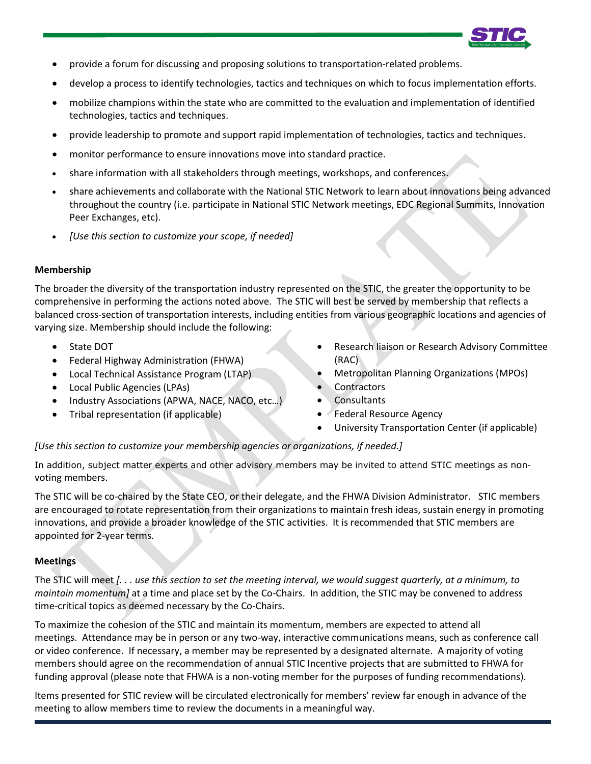- provide a forum for discussing and proposing solutions to transportation-related problems.
- develop a process to identify technologies, tactics and techniques on which to focus implementation efforts.
- mobilize champions within the state who are committed to the evaluation and implementation of identified technologies, tactics and techniques.
- provide leadership to promote and support rapid implementation of technologies, tactics and techniques.
- monitor performance to ensure innovations move into standard practice.
- share information with all stakeholders through meetings, workshops, and conferences.
- share achievements and collaborate with the National STIC Network to learn about innovations being advanced throughout the country (i.e. participate in National STIC Network meetings, EDC Regional Summits, Innovation Peer Exchanges, etc).
- *[Use this section to customize your scope, if needed]*

**Membership**

The broader the diversity of the transportation industry represented on the STIC, the greater the opportunity to be comprehensive in performing the actions noted above. The STIC will best be served by membership that reflects a balanced cross-section of transportation interests, including entities from various geographic locations and agencies of varying size. Membership should include the following:

- State DOT
- Federal Highway Administration (FHWA)
- Local Technical Assistance Program (LTAP)
- Local Public Agencies (LPAs)
- Industry Associations (APWA, NACE, NACO, etc…)
- Tribal representation (if applicable)
- Research liaison or Research Advisory Committee (RAC)
- Metropolitan Planning Organizations (MPOs)
- Contractors
- Consultants
- Federal Resource Agency
- University Transportation Center (if applicable)

*[Use this section to customize your membership agencies or organizations, if needed.]*

In addition, subject matter experts and other advisory members may be invited to attend STIC meetings as non-voting members.

The STIC will be co-chaired by the State CEO, or their delegate, and the FHWA Division Administrator. STIC members are encouraged to rotate representation from their organizations to maintain fresh ideas, sustain energy in promoting innovations, and provide a broader knowledge of the STIC activities. It is recommended that STIC members are appointed for 2-year terms.

**Meetings**

The STIC will meet *[. . . use this section to set the meeting interval, we would suggest quarterly, at a minimum, to maintain momentum]* at a time and place set by the Co-Chairs. In addition, the STIC may be convened to address time-critical topics as deemed necessary by the Co-Chairs.

To maximize the cohesion of the STIC and maintain its momentum, members are expected to attend all meetings. Attendance may be in person or any two-way, interactive communications means, such as conference call or video conference. If necessary, a member may be represented by a designated alternate. A majority of voting members should agree on the recommendation of annual STIC Incentive projects that are submitted to FHWA for funding approval (please note that FHWA is a non-voting member for the purposes of funding recommendations).

Items presented for STIC review will be circulated electronically for members' review far enough in advance of the meeting to allow members time to review the documents in a meaningful way.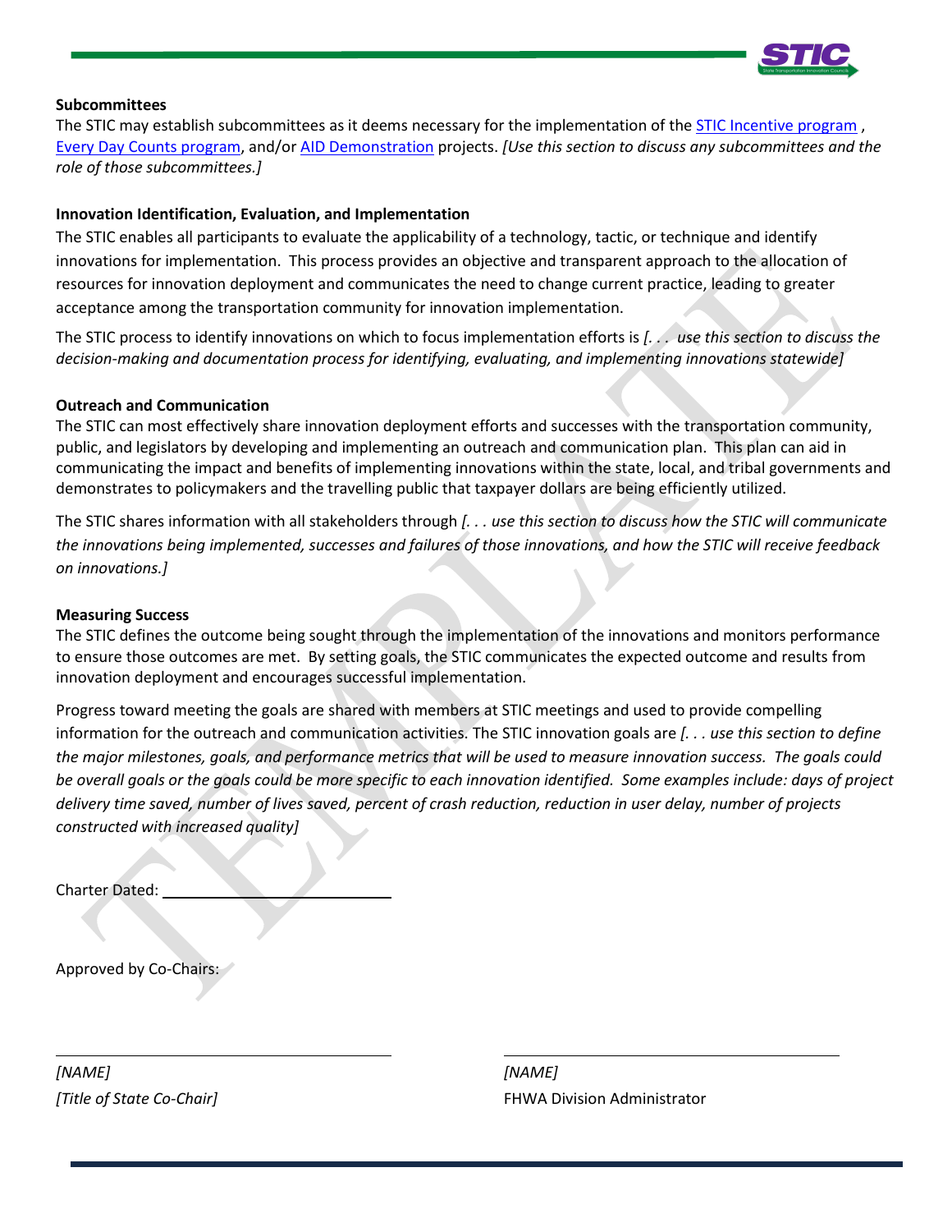**Subcommittees**

The STIC may establish subcommittees as it deems necessary for the implementation of the STIC Incentive program , Every Day Counts program, and/or AID Demonstration projects. *[Use this section to discuss any subcommittees and the role of those subcommittees.]*

**Innovation Identification, Evaluation, and Implementation**

The STIC enables all participants to evaluate the applicability of a technology, tactic, or technique and identify innovations for implementation. This process provides an objective and transparent approach to the allocation of resources for innovation deployment and communicates the need to change current practice, leading to greater acceptance among the transportation community for innovation implementation.

The STIC process to identify innovations on which to focus implementation efforts is *[. . . use this section to discuss the decision-making and documentation process for identifying, evaluating, and implementing innovations statewide]*

**Outreach and Communication**

The STIC can most effectively share innovation deployment efforts and successes with the transportation community, public, and legislators by developing and implementing an outreach and communication plan. This plan can aid in communicating the impact and benefits of implementing innovations within the state, local, and tribal governments and demonstrates to policymakers and the travelling public that taxpayer dollars are being efficiently utilized.

The STIC shares information with all stakeholders through *[. . . use this section to discuss how the STIC will communicate the innovations being implemented, successes and failures of those innovations, and how the STIC will receive feedback on innovations.]*

**Measuring Success**

The STIC defines the outcome being sought through the implementation of the innovations and monitors performance to ensure those outcomes are met. By setting goals, the STIC communicates the expected outcome and results from innovation deployment and encourages successful implementation.

Progress toward meeting the goals are shared with members at STIC meetings and used to provide compelling information for the outreach and communication activities. The STIC innovation goals are *[. . . use this section to define the major milestones, goals, and performance metrics that will be used to measure innovation success. The goals could be overall goals or the goals could be more specific to each innovation identified. Some examples include: days of project delivery time saved, number of lives saved, percent of crash reduction, reduction in user delay, number of projects constructed with increased quality]*

Charter Dated: ____________________________

Approved by Co-Chairs:

____________________________

*[NAME]*
*[Title of State Co-Chair]*

____________________________

*[NAME]*
FHWA Division Administrator